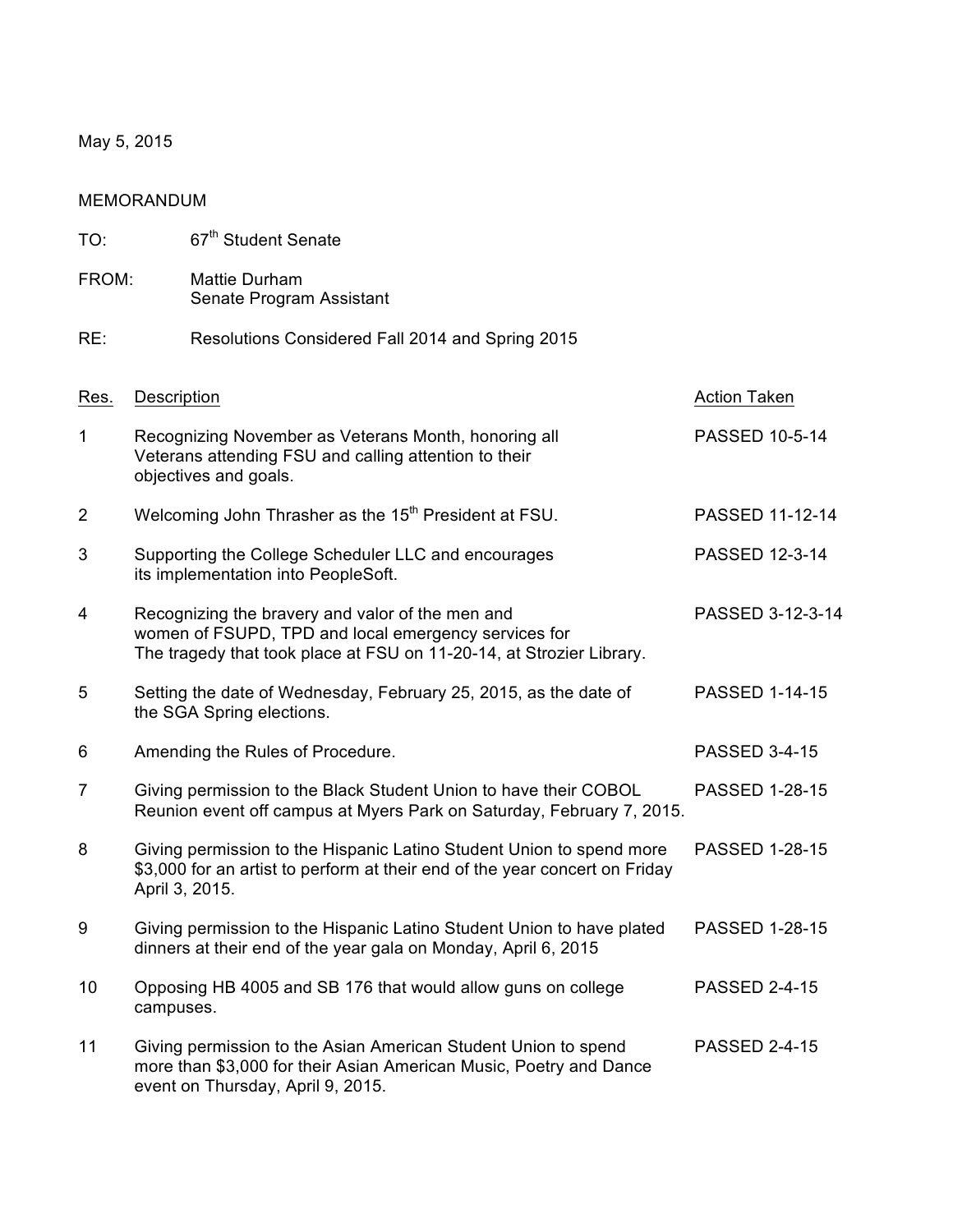May 5, 2015

MEMORANDUM

TO: 67th Student Senate

FROM: Mattie Durham
Senate Program Assistant

RE: Resolutions Considered Fall 2014 and Spring 2015

| Res. | Description | Action Taken |
|---|---|---|
| 1 | Recognizing November as Veterans Month, honoring all Veterans attending FSU and calling attention to their objectives and goals. | PASSED 10-5-14 |
| 2 | Welcoming John Thrasher as the 15th President at FSU. | PASSED 11-12-14 |
| 3 | Supporting the College Scheduler LLC and encourages its implementation into PeopleSoft. | PASSED 12-3-14 |
| 4 | Recognizing the bravery and valor of the men and women of FSUPD, TPD and local emergency services for The tragedy that took place at FSU on 11-20-14, at Strozier Library. | PASSED 3-12-3-14 |
| 5 | Setting the date of Wednesday, February 25, 2015, as the date of the SGA Spring elections. | PASSED 1-14-15 |
| 6 | Amending the Rules of Procedure. | PASSED 3-4-15 |
| 7 | Giving permission to the Black Student Union to have their COBOL Reunion event off campus at Myers Park on Saturday, February 7, 2015. | PASSED 1-28-15 |
| 8 | Giving permission to the Hispanic Latino Student Union to spend more $3,000 for an artist to perform at their end of the year concert on Friday April 3, 2015. | PASSED 1-28-15 |
| 9 | Giving permission to the Hispanic Latino Student Union to have plated dinners at their end of the year gala on Monday, April 6, 2015 | PASSED 1-28-15 |
| 10 | Opposing HB 4005 and SB 176 that would allow guns on college campuses. | PASSED 2-4-15 |
| 11 | Giving permission to the Asian American Student Union to spend more than $3,000 for their Asian American Music, Poetry and Dance event on Thursday, April 9, 2015. | PASSED 2-4-15 |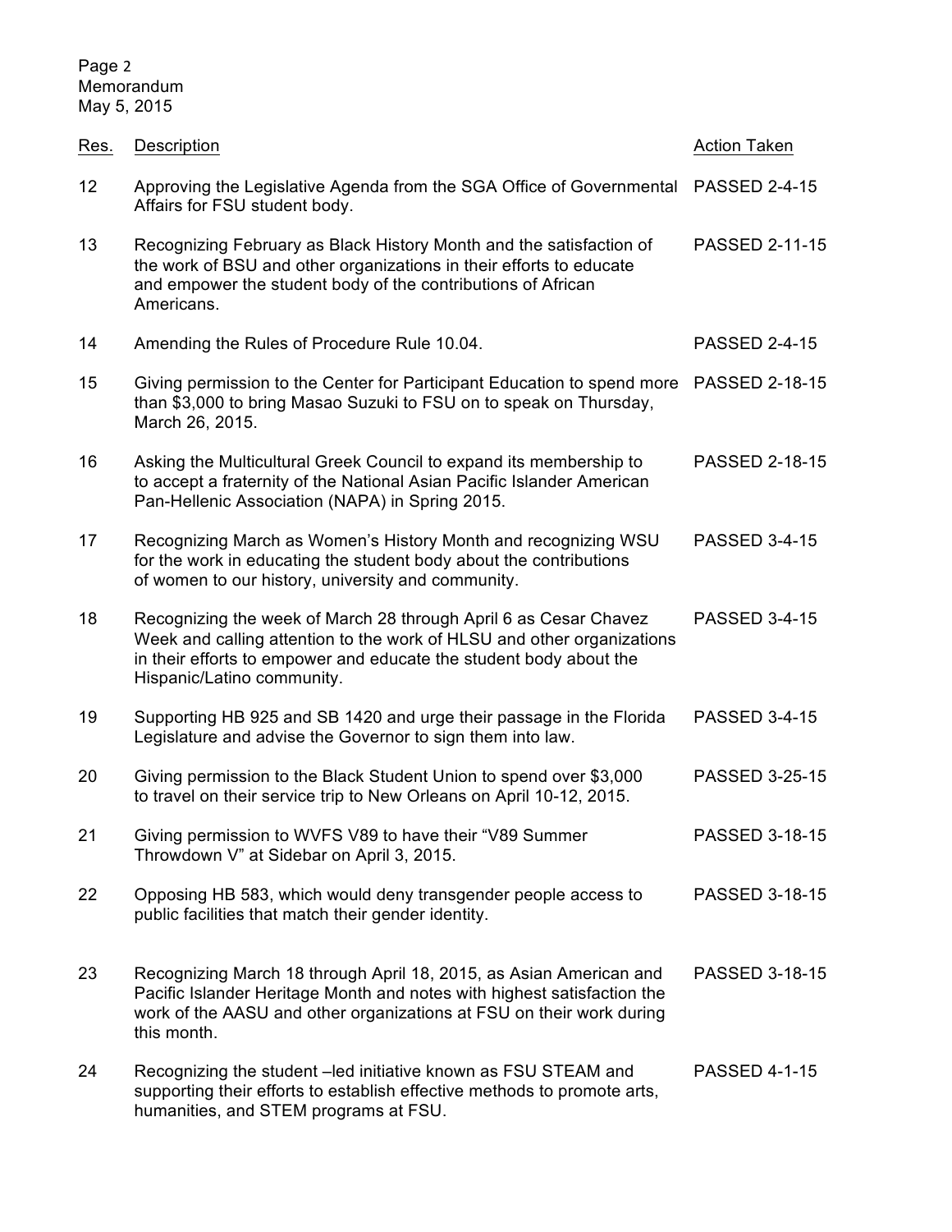Memorandum
May 5, 2015

| Res. | Description | Action Taken |
|---|---|---|
| 12 | Approving the Legislative Agenda from the SGA Office of Governmental Affairs for FSU student body. | PASSED 2-4-15 |
| 13 | Recognizing February as Black History Month and the satisfaction of the work of BSU and other organizations in their efforts to educate and empower the student body of the contributions of African Americans. | PASSED 2-11-15 |
| 14 | Amending the Rules of Procedure Rule 10.04. | PASSED 2-4-15 |
| 15 | Giving permission to the Center for Participant Education to spend more than $3,000 to bring Masao Suzuki to FSU on to speak on Thursday, March 26, 2015. | PASSED 2-18-15 |
| 16 | Asking the Multicultural Greek Council to expand its membership to to accept a fraternity of the National Asian Pacific Islander American Pan-Hellenic Association (NAPA) in Spring 2015. | PASSED 2-18-15 |
| 17 | Recognizing March as Women's History Month and recognizing WSU for the work in educating the student body about the contributions of women to our history, university and community. | PASSED 3-4-15 |
| 18 | Recognizing the week of March 28 through April 6 as Cesar Chavez Week and calling attention to the work of HLSU and other organizations in their efforts to empower and educate the student body about the Hispanic/Latino community. | PASSED 3-4-15 |
| 19 | Supporting HB 925 and SB 1420 and urge their passage in the Florida Legislature and advise the Governor to sign them into law. | PASSED 3-4-15 |
| 20 | Giving permission to the Black Student Union to spend over $3,000 to travel on their service trip to New Orleans on April 10-12, 2015. | PASSED 3-25-15 |
| 21 | Giving permission to WVFS V89 to have their "V89 Summer Throwdown V" at Sidebar on April 3, 2015. | PASSED 3-18-15 |
| 22 | Opposing HB 583, which would deny transgender people access to public facilities that match their gender identity. | PASSED 3-18-15 |
| 23 | Recognizing March 18 through April 18, 2015, as Asian American and Pacific Islander Heritage Month and notes with highest satisfaction the work of the AASU and other organizations at FSU on their work during this month. | PASSED 3-18-15 |
| 24 | Recognizing the student –led initiative known as FSU STEAM and supporting their efforts to establish effective methods to promote arts, humanities, and STEM programs at FSU. | PASSED 4-1-15 |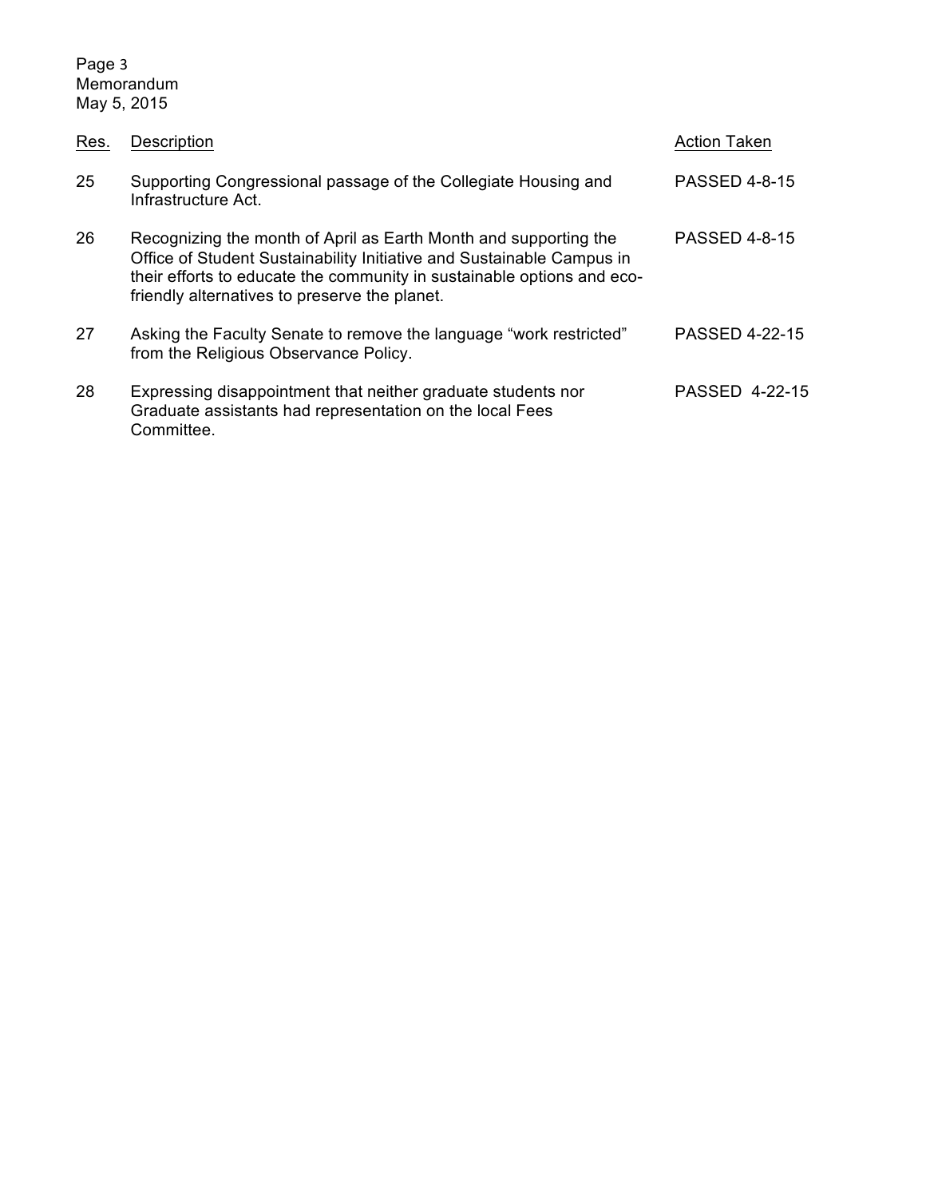| Res. | Description | Action Taken |
|---|---|---|
| 25 | Supporting Congressional passage of the Collegiate Housing and Infrastructure Act. | PASSED 4-8-15 |
| 26 | Recognizing the month of April as Earth Month and supporting the Office of Student Sustainability Initiative and Sustainable Campus in their efforts to educate the community in sustainable options and eco-friendly alternatives to preserve the planet. | PASSED 4-8-15 |
| 27 | Asking the Faculty Senate to remove the language "work restricted" from the Religious Observance Policy. | PASSED 4-22-15 |
| 28 | Expressing disappointment that neither graduate students nor Graduate assistants had representation on the local Fees Committee. | PASSED 4-22-15 |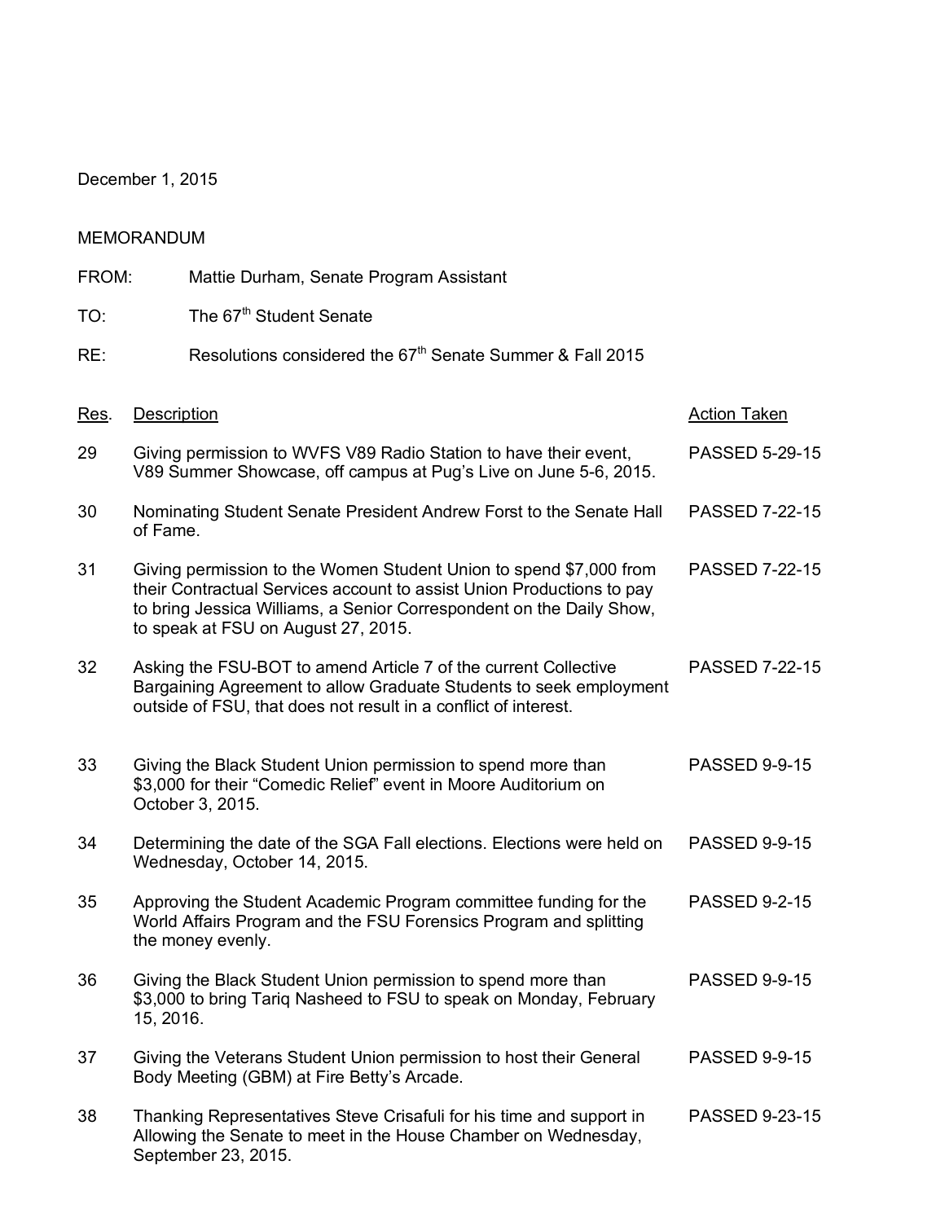December 1, 2015

MEMORANDUM

FROM: Mattie Durham, Senate Program Assistant

TO: The 67th Student Senate

RE: Resolutions considered the 67th Senate Summer & Fall 2015

| Res. | Description | Action Taken |
|---|---|---|
| 29 | Giving permission to WVFS V89 Radio Station to have their event, V89 Summer Showcase, off campus at Pug's Live on June 5-6, 2015. | PASSED 5-29-15 |
| 30 | Nominating Student Senate President Andrew Forst to the Senate Hall of Fame. | PASSED 7-22-15 |
| 31 | Giving permission to the Women Student Union to spend $7,000 from their Contractual Services account to assist Union Productions to pay to bring Jessica Williams, a Senior Correspondent on the Daily Show, to speak at FSU on August 27, 2015. | PASSED 7-22-15 |
| 32 | Asking the FSU-BOT to amend Article 7 of the current Collective Bargaining Agreement to allow Graduate Students to seek employment outside of FSU, that does not result in a conflict of interest. | PASSED 7-22-15 |
| 33 | Giving the Black Student Union permission to spend more than $3,000 for their "Comedic Relief" event in Moore Auditorium on October 3, 2015. | PASSED 9-9-15 |
| 34 | Determining the date of the SGA Fall elections. Elections were held on Wednesday, October 14, 2015. | PASSED 9-9-15 |
| 35 | Approving the Student Academic Program committee funding for the World Affairs Program and the FSU Forensics Program and splitting the money evenly. | PASSED 9-2-15 |
| 36 | Giving the Black Student Union permission to spend more than $3,000 to bring Tariq Nasheed to FSU to speak on Monday, February 15, 2016. | PASSED 9-9-15 |
| 37 | Giving the Veterans Student Union permission to host their General Body Meeting (GBM) at Fire Betty's Arcade. | PASSED 9-9-15 |
| 38 | Thanking Representatives Steve Crisafuli for his time and support in Allowing the Senate to meet in the House Chamber on Wednesday, September 23, 2015. | PASSED 9-23-15 |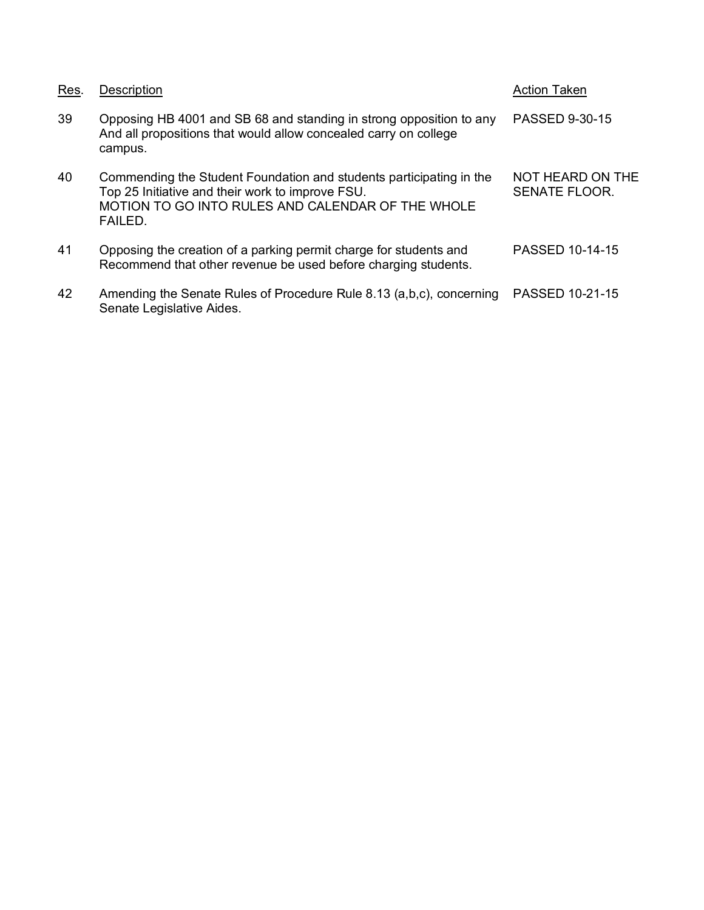| Res. | Description | Action Taken |
| --- | --- | --- |
| 39 | Opposing HB 4001 and SB 68 and standing in strong opposition to any And all propositions that would allow concealed carry on college campus. | PASSED 9-30-15 |
| 40 | Commending the Student Foundation and students participating in the Top 25 Initiative and their work to improve FSU. MOTION TO GO INTO RULES AND CALENDAR OF THE WHOLE FAILED. | NOT HEARD ON THE SENATE FLOOR. |
| 41 | Opposing the creation of a parking permit charge for students and Recommend that other revenue be used before charging students. | PASSED 10-14-15 |
| 42 | Amending the Senate Rules of Procedure Rule 8.13 (a,b,c), concerning Senate Legislative Aides. | PASSED 10-21-15 |